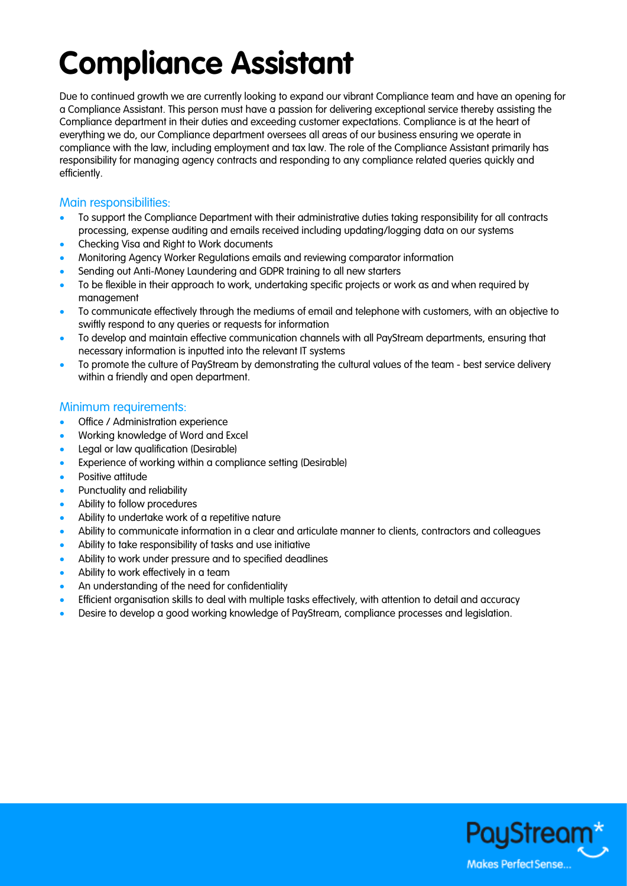# Compliance Assistant

Due to continued growth we are currently looking to expand our vibrant Compliance team and have an opening for a Compliance Assistant. This person must have a passion for delivering exceptional service thereby assisting the Compliance department in their duties and exceeding customer expectations. Compliance is at the heart of everything we do, our Compliance department oversees all areas of our business ensuring we operate in compliance with the law, including employment and tax law. The role of the Compliance Assistant primarily has responsibility for managing agency contracts and responding to any compliance related queries quickly and efficiently.

## Main responsibilities:

- To support the Compliance Department with their administrative duties taking responsibility for all contracts processing, expense auditing and emails received including updating/logging data on our systems
- Checking Visa and Right to Work documents
- Monitoring Agency Worker Regulations emails and reviewing comparator information
- Sending out Anti-Money Laundering and GDPR training to all new starters
- To be flexible in their approach to work, undertaking specific projects or work as and when required by management
- To communicate effectively through the mediums of email and telephone with customers, with an objective to swiftly respond to any queries or requests for information
- To develop and maintain effective communication channels with all PayStream departments, ensuring that necessary information is inputted into the relevant IT systems
- To promote the culture of PayStream by demonstrating the cultural values of the team - best service delivery within a friendly and open department.

## Minimum requirements:

- Office / Administration experience
- Working knowledge of Word and Excel
- Legal or law qualification (Desirable)
- Experience of working within a compliance setting (Desirable)
- Positive attitude
- Punctuality and reliability
- Ability to follow procedures
- Ability to undertake work of a repetitive nature
- Ability to communicate information in a clear and articulate manner to clients, contractors and colleagues
- Ability to take responsibility of tasks and use initiative
- Ability to work under pressure and to specified deadlines
- Ability to work effectively in a team
- An understanding of the need for confidentiality
- Efficient organisation skills to deal with multiple tasks effectively, with attention to detail and accuracy
- Desire to develop a good working knowledge of PayStream, compliance processes and legislation.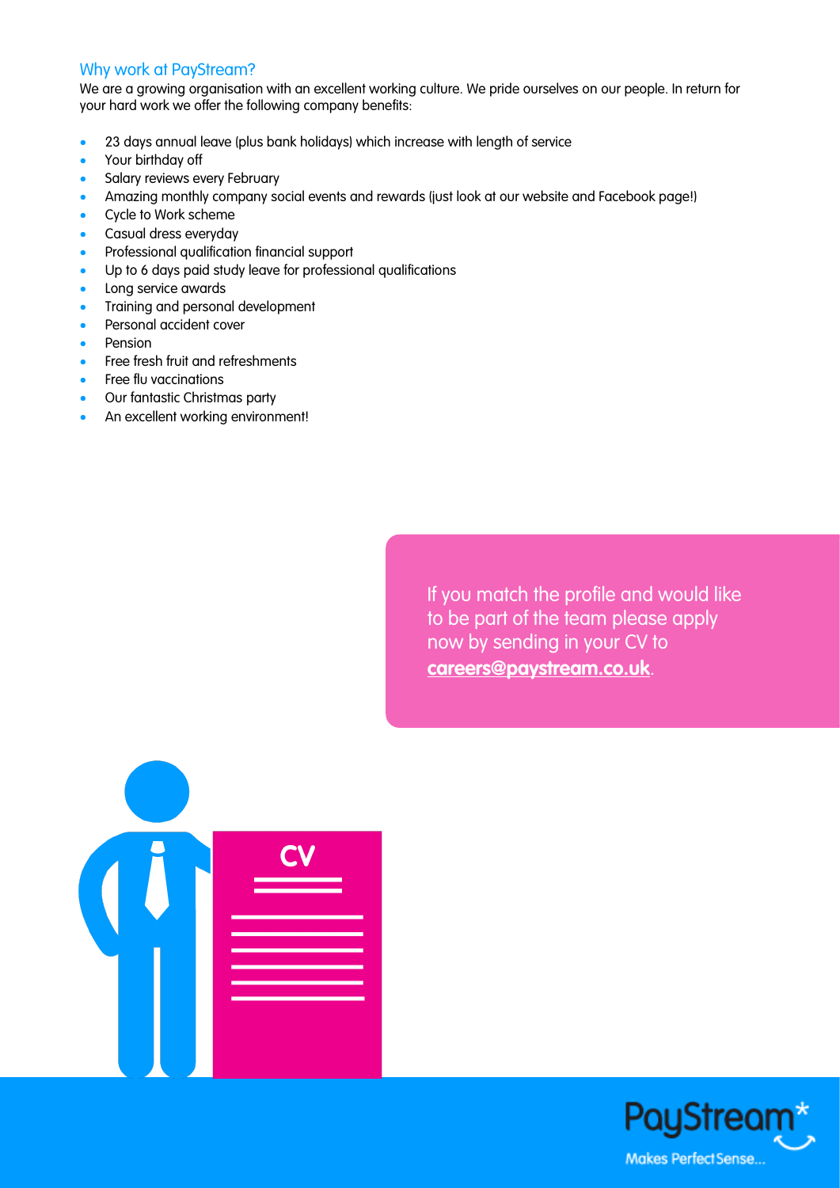## Why work at PayStream?

We are a growing organisation with an excellent working culture. We pride ourselves on our people. In return for your hard work we offer the following company benefits:

- 23 days annual leave (plus bank holidays) which increase with length of service
- Your birthday off
- Salary reviews every February
- Amazing monthly company social events and rewards (just look at our website and Facebook page!)
- Cycle to Work scheme
- Casual dress everyday
- Professional qualification financial support
- Up to 6 days paid study leave for professional qualifications
- Long service awards
- Training and personal development
- Personal accident cover
- Pension
- Free fresh fruit and refreshments
- Free flu vaccinations
- Our fantastic Christmas party
- An excellent working environment!

If you match the profile and would like to be part of the team please apply now by sending in your CV to **careers@paystream.co.uk**.

CV

PayStream*
Makes Perfect Sense...